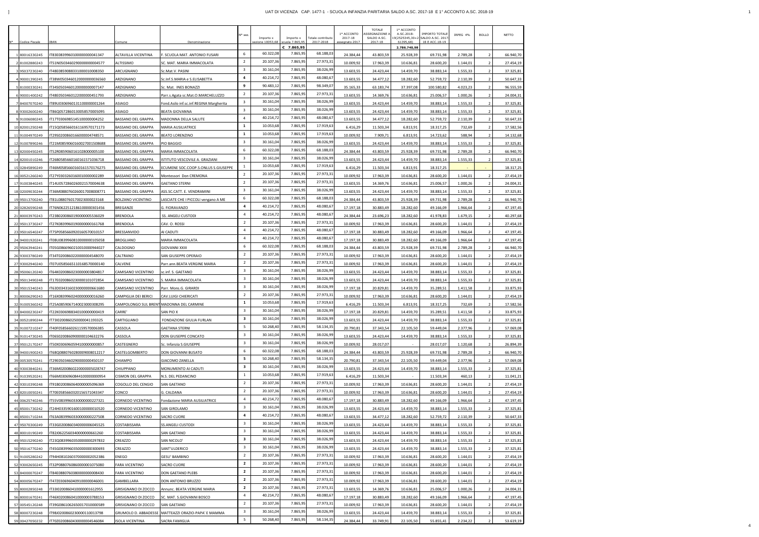# UAT DI VICENZA CAP. 1477-1 - SCUOLA INFANZIA PARITARIA SALDO A.SC. 2017-18 E 1° ACCONTO A.SC. 2018-19

| N° | Codice Fiscale | IBAN | Comune | Denominazione | N° sez. | Importo x sezione 10053,68 | Importo x scuola 7.865,95 | Totale contributo 2017-2018 | 1° ACCONTO 2017-18 assegnato 2017 | TOTALE ASSEGNAZIONE A SALDO A.SC. 2017-18 | 1° ACCONTO A.SC.2018-19(2525345,30+261395,68) | IMPORTO TOTALE SALDO A.SC. 2017-18 E ACC.18-19 | IRPEG 4% | BOLLO | NETTO |
|---|---|---|---|---|---|---|---|---|---|---|---|---|---|---|---|
| | | | | | | | € 7.865,95 | | | | 2.786.740,98 | | | | |
| 1 | 80016330245 | IT83E0839960100000000041347 | ALTAVILLA VICENTINA | F. SCUOLA MAT. ANTONIO FUSARI | 6 | 60.322,08 | 7.865,95 | 68.188,03 | 24.384,44 | 43.803,59 | 25.928,39 | 69.731,98 | 2.789,28 | 2 | 66.940,70 |
| 2 | 81002880243 | IT51N0503460290000000004577 | ALTISSIMO | SC. MAT. MARIA IMMACOLATA | 2 | 20.107,36 | 7.865,95 | 27.973,31 | 10.009,92 | 17.963,39 | 10.636,81 | 28.600,20 | 1.144,01 | 2 | 27.454,19 |
| 3 | 95037230240 | IT48E0859088331000010008350 | ARCUGNANO | Sc.Mat.V. PASINI | 3 | 30.161,04 | 7.865,95 | 38.026,99 | 13.603,55 | 24.423,44 | 14.459,70 | 38.883,14 | 1.555,33 | 2 | 37.325,81 |
| 4 | 90001390245 | IT38W0503460120000000036560 | ARZIGNANO | Sc.Inf.S.MARIA e S.ELISABETTA | 4 | 40.214,72 | 7.865,95 | 48.080,67 | 13.603,55 | 34.477,12 | 18.282,60 | 52.759,72 | 2.110,39 | 2 | 50.647,33 |
| 5 | 81000330241 | IT34S0503460120000000007147 | ARZIGNANO | Sc. Mat. INES BONAZZI | 9 | 90.483,12 | 7.865,95 | 98.349,07 | 35.165,33 | 63.183,74 | 37.397,08 | 100.580,82 | 4.023,23 | 2 | 96.555,59 |
| 6 | 90001400242 | IT24E0503460122000000451793 | ARZIGNANO | Parr.s.Agata sc.Mat.O.MARCHELUZZO | 2 | 20.107,36 | 7.865,95 | 27.973,31 | 13.603,55 | 14.369,76 | 10.636,81 | 25.006,57 | 1.000,26 | 2 | 24.004,31 |
| 7 | 84007070240 | IT89U0306960131100000001264 | ASIAGO | Fond.Asilo inf.sc.inf.REGINA Margherita | 3 | 30.161,04 | 7.865,95 | 38.026,99 | 13.603,55 | 24.423,44 | 14.459,70 | 38.883,14 | 1.555,33 | 2 | 37.325,81 |
| 8 | 93002600240 | IT86Q0572860130058570005095 | ASIAGO | BEATA GIOVANNA | 3 | 30.161,04 | 7.865,95 | 38.026,99 | 13.603,55 | 24.423,44 | 14.459,70 | 38.883,14 | 1.555,33 | 2 | 37.325,81 |
| 9 | 91006080245 | IT17T0306985145100000004252 | BASSANO DEL GRAPPA | MADONNA DELLA SALUTE | 4 | 40.214,72 | 7.865,95 | 48.080,67 | 13.603,55 | 34.477,12 | 18.282,60 | 52.759,72 | 2.110,39 | 2 | 50.647,33 |
| 10 | 82001250248 | IT15Q0585660161169570171173 | BASSANO DEL GRAPPA | MARIA AUSILIATRICE | 1 | 10.053,68 | 7.865,95 | 17.919,63 | 6.416,29 | 11.503,34 | 6.813,91 | 18.317,25 | 732,69 | 2 | 17.582,56 |
| 11 | 91004970249 | IT29S0200860166000004748571 | BASSANO DEL GRAPPA | BEATO LORENZINO | 1 | 10.053,68 | 7.865,95 | 17.919,63 | 10.009,92 | 7.909,71 | 6.813,91 | 14.723,62 | 588,94 | 2 | 14.132,68 |
| 12 | 91007890246 | IT21M0859060160027001508688 | BASSANO DEL GRAPPA | PIO BAGGIO | 3 | 30.161,04 | 7.865,95 | 38.026,99 | 13.603,55 | 24.423,44 | 14.459,70 | 38.883,14 | 1.555,33 | 2 | 37.325,81 |
| 13 | 82000450245 | IT52R0859060161028000005100 | BASSANO DEL GRAPPA | MARIA IMMACOLATA | 6 | 60.322,08 | 7.865,95 | 68.188,03 | 24.384,44 | 43.803,59 | 25.928,39 | 69.731,98 | 2.789,28 | 2 | 66.940,70 |
| 14 | 82001010246 | IT26B0585660160161571036718 | BASSANO DEL GRAPPA | ISTITUTO VESCOVILE A. GRAZIANI | 3 | 30.161,04 | 7.865,95 | 38.026,99 | 13.603,55 | 24.423,44 | 14.459,70 | 38.883,14 | 1.555,33 | 2 | 37.325,81 |
| 15 | 02845890249 | IT46M0585660160161570176275 | BASSANO DEL GRAPPA | ECUMENE SOC.COOP.S.ONLUS S.GIUSEPPE | 1 | 10.053,68 | 7.865,95 | 17.919,63 | 6.416,29 | 11.503,34 | 6.813,91 | 18.317,25 | - | - | 18.317,25 |
| 16 | 00521260240 | IT27Y0303260160010000002289 | BASSANO DEL GRAPPA | Montessori Don CREMONA | 2 | 20.107,36 | 7.865,95 | 27.973,31 | 10.009,92 | 17.963,39 | 10.636,81 | 28.600,20 | 1.144,01 | 2 | 27.454,19 |
| 17 | 91003840245 | IT14U0572860260021570004638 | BASSANO DEL GRAPPA | GAETANO STERNI | 2 | 20.107,36 | 7.865,95 | 27.973,31 | 13.603,55 | 14.369,76 | 10.636,81 | 25.006,57 | 1.000,26 | 2 | 24.004,31 |
| 18 | 02009030244 | IT36M0880760260017008008771 | BASSANO DEL GRAPPA | ASS.SC.CATT. E. VENDRAMINI | 3 | 30.161,04 | 7.865,95 | 38.026,99 | 13.603,55 | 24.423,44 | 14.459,70 | 38.883,14 | 1.555,33 | 2 | 37.325,81 |
| 19 | 95013700240 | IT81L0880760170023000023168 | BOLZANO VICENTINO | LASCIATE CHE I PICCOLI vengano A ME | 6 | 60.322,08 | 7.865,95 | 68.188,03 | 24.384,44 | 43.803,59 | 25.928,39 | 69.731,98 | 2.789,28 | 2 | 66.940,70 |
| 20 | 02826590248 | IT76N0622512186100000301456 | BREGANZE | G. FIORAVANZO | 4 | 40.214,72 | 7.865,95 | 48.080,67 | 17.197,18 | 30.883,49 | 18.282,60 | 49.166,09 | 1.966,64 | 2 | 47.197,45 |
| 21 | 80003970243 | IT23B0200860190000005536029 | BRENDOLA | SS. ANGELI CUSTODI | 4 | 40.214,72 | 7.865,95 | 48.080,67 | 24.384,44 | 23.696,23 | 18.282,60 | 41.978,83 | 1.679,15 | 2 | 40.297,68 |
| 22 | 95013730247 | IT27K0839960190000000161768 | BRENDOLA | CAV. O. ROSSI | 2 | 20.107,36 | 7.865,95 | 27.973,31 | 10.009,92 | 17.963,39 | 10.636,81 | 28.600,20 | 1.144,01 | 2 | 27.454,19 |
| 23 | 95016540247 | IT75P0585660920160570010157 | BRESSANVIDO | AI CADUTI | 4 | 40.214,72 | 7.865,95 | 48.080,67 | 17.197,18 | 30.883,49 | 18.282,60 | 49.166,09 | 1.966,64 | 2 | 47.197,45 |
| 24 | 94001920241 | IT08U0839960810000000105058 | BROGLIANO | MARIA IMMACOLATA | 4 | 40.214,72 | 7.865,95 | 48.080,67 | 17.197,18 | 30.883,49 | 18.282,60 | 49.166,09 | 1.966,64 | 2 | 47.197,45 |
| 25 | 95063940241 | IT05G0866960210010000944027 | CALDOGNO | GIOVANNI XXIII | 6 | 60.322,08 | 7.865,95 | 68.188,03 | 24.384,44 | 43.803,59 | 25.928,39 | 69.731,98 | 2.789,28 | 2 | 66.940,70 |
| 26 | 93003780249 | IT34T0200860220000004548070 | CALTRANO | SAN GIUSEPPE OPERAIO | 2 | 20.107,36 | 7.865,95 | 27.973,31 | 10.009,92 | 17.963,39 | 10.636,81 | 28.600,20 | 1.144,01 | 2 | 27.454,19 |
| 27 | 93002940240 | IT07U0585665110168570000140 | CALVENE | Parr.ann.BEATA VERGINE MARIA | 2 | 20.107,36 | 7.865,95 | 27.973,31 | 10.009,92 | 17.963,39 | 10.636,81 | 28.600,20 | 1.144,01 | 2 | 27.454,19 |
| 28 | 95006120240 | IT64K0200860230000003804817 | CAMISANO VICENTINO | sc.inf. S. GAETANO | 3 | 30.161,04 | 7.865,95 | 38.026,99 | 13.603,55 | 24.423,44 | 14.459,70 | 38.883,14 | 1.555,33 | 2 | 37.325,81 |
| 29 | 95013490248 | IT17E0200860230000101072854 | CAMISANO VICENTINO | S. MARIA IMMACOLATA | 3 | 30.161,04 | 7.865,95 | 38.026,99 | 13.603,55 | 24.423,44 | 14.459,70 | 38.883,14 | 1.555,33 | 2 | 37.325,81 |
| 30 | 95015340243 | IT63D0343160230000000661680 | CAMISANO VICENTINO | Parr. Mons.G. GIRARDI | 3 | 30.161,04 | 7.865,95 | 38.026,99 | 17.197,18 | 20.829,81 | 14.459,70 | 35.289,51 | 1.411,58 | 2 | 33.875,93 |
| 31 | 80006290243 | IT16X0839960240000000016260 | CAMPIGLIA DEI BERICI | CAV.LUIGI CHIERICATI | 2 | 20.107,36 | 7.865,95 | 27.973,31 | 10.009,92 | 17.963,39 | 10.636,81 | 28.600,20 | 1.144,01 | 2 | 27.454,19 |
| 32 | 91005360242 | IT25A0859067140023000308295 | CAMPOLONGO SUL BRENTA | MADONNA DEL CARMINE | 1 | 10.053,68 | 7.865,95 | 17.919,63 | 6.416,29 | 11.503,34 | 6.813,91 | 18.317,25 | 732,69 | 2 | 17.582,56 |
| 33 | 84000230247 | IT22K0306988340100000000419 | CARRE' | SAN PIO X | 3 | 30.161,04 | 7.865,95 | 38.026,99 | 17.197,18 | 20.829,81 | 14.459,70 | 35.289,51 | 1.411,58 | 2 | 33.875,93 |
| 34 | 00521890244 | IT73I0200860250000041193325 | CARTIGLIANO | FONDAZIONE GIULIA FURLAN | 3 | 30.161,04 | 7.865,95 | 38.026,99 | 13.603,55 | 24.423,44 | 14.459,70 | 38.883,14 | 1.555,33 | 2 | 37.325,81 |
| 35 | 91007210247 | IT40F0585660261159570006385 | CASSOLA | GAETANA STERNI | 5 | 50.268,40 | 7.865,95 | 58.134,35 | 20.790,81 | 37.343,54 | 22.105,50 | 59.449,04 | 2.377,96 | 2 | 57.069,08 |
| 36 | 91014730245 | IT06S0200860900000104632276 | CASSOLA | DON GIUSEPPE CONCATO | 3 | 30.161,04 | 7.865,95 | 38.026,99 | 13.603,55 | 24.423,44 | 14.459,70 | 38.883,14 | 1.555,33 | 2 | 37.325,81 |
| 37 | 95012170247 | IT50X0306960594100000000857 | CASTEGNERO | Sc. Infanzia S.GIUSEPPE | 3 | 30.161,04 | 7.865,95 | 38.026,99 | 10.009,92 | 28.017,07 | - | 28.017,07 | 1.120,68 | 2 | 26.894,39 |
| 38 | 94001900243 | IT68Q0880760280009008012217 | CASTELGOMBERTO | DON GIOVANNI BUSATO | 6 | 60.322,08 | 7.865,95 | 68.188,03 | 24.384,44 | 43.803,59 | 25.928,39 | 69.731,98 | 2.789,28 | 2 | 66.940,70 |
| 39 | 00530570241 | IT29E0503460290000000450137 | CHIAMPO | GIACOMO ZANELLA | 5 | 50.268,40 | 7.865,95 | 58.134,35 | 20.790,81 | 37.343,54 | 22.105,50 | 59.449,04 | 2.377,96 | 2 | 57.069,08 |
| 40 | 93003840241 | IT36M0200860220000005028747 | CHIUPPANO | MONUMENTO AI CADUTI | 3 | 30.161,04 | 7.865,95 | 38.026,99 | 13.603,55 | 24.423,44 | 14.459,70 | 38.883,14 | 1.555,33 | 2 | 37.325,81 |
| 41 | 91039520241 | IT66M0306960844100000000954 | CISMON DEL GRAPPA | N.S. DEL PEDANCINO | 1 | 10.053,68 | 7.865,95 | 17.919,63 | 6.416,29 | 11.503,34 | - | 11.503,34 | 460,13 | 2 | 11.041,21 |
| 42 | 93010390248 | IT91B0200860640000005096369 | COGOLLO DEL CENGIO | SAN GAETANO | 2 | 20.107,36 | 7.865,95 | 27.973,31 | 10.009,92 | 17.963,39 | 10.636,81 | 28.600,20 | 1.144,01 | 2 | 27.454,19 |
| 43 | 82010050241 | IT70E0585660320156571043347 | CONCO | G. CALDANA | 2 | 20.107,36 | 7.865,95 | 27.973,31 | 10.009,92 | 17.963,39 | 10.636,81 | 28.600,20 | 1.144,01 | 2 | 27.454,19 |
| 44 | 00625740246 | IT55V0839960330000000227321 | CORNEDO VICENTINO | Fondazione MARIA AUSILIATRICE | 4 | 40.214,72 | 7.865,95 | 48.080,67 | 17.197,18 | 30.883,49 | 18.282,60 | 49.166,09 | 1.966,64 | 2 | 47.197,45 |
| 45 | 85001730242 | IT24H0335901600100000010520 | CORNEDO VICENTINO | SAN GIROLAMO | 3 | 30.161,04 | 7.865,95 | 38.026,99 | 13.603,55 | 24.423,44 | 14.459,70 | 38.883,14 | 1.555,33 | 2 | 37.325,81 |
| 46 | 85001710244 | IT63A0839960330000000227508 | CORNEDO VICENTINO | SACRO CUORE | 4 | 40.214,72 | 7.865,95 | 48.080,67 | 13.603,55 | 34.477,12 | 18.282,60 | 52.759,72 | 2.110,39 | 2 | 50.647,33 |
| 47 | 95070300249 | IT33G0200860340000006045525 | COSTABISSARA | SS.ANGELI CUSTODI | 3 | 30.161,04 | 7.865,95 | 38.026,99 | 13.603,55 | 24.423,44 | 14.459,70 | 38.883,14 | 1.555,33 | 2 | 37.325,81 |
| 48 | 80010190249 | IT82J0622560340000000661260 | COSTABISSARA | SAN GAETANO | 3 | 30.161,04 | 7.865,95 | 38.026,99 | 13.603,55 | 24.423,44 | 14.459,70 | 38.883,14 | 1.555,33 | 2 | 37.325,81 |
| 49 | 95015290240 | IT23Q0839960350000000297832 | CREAZZO | SAN NICOLO' | 3 | 30.161,04 | 7.865,95 | 38.026,99 | 13.603,55 | 24.423,44 | 14.459,70 | 38.883,14 | 1.555,33 | 2 | 37.325,81 |
| 50 | 95016770240 | IT45G0839960350000000300693 | CREAZZO | SANT'ULDERICO | 3 | 30.161,04 | 7.865,95 | 38.026,99 | 13.603,55 | 24.423,44 | 14.459,70 | 38.883,14 | 1.555,33 | 2 | 37.325,81 |
| 51 | 91005280242 | IT94H0810260370000002052386 | ENEGO | GESU' BAMBINO | 2 | 20.107,36 | 7.865,95 | 27.973,31 | 10.009,92 | 17.963,39 | 10.636,81 | 28.600,20 | 1.144,01 | 2 | 27.454,19 |
| 52 | 93002650245 | IT32P0880760860000001075080 | FARA VICENTINO | SACRO CUORE | 2 | 20.107,36 | 7.865,95 | 27.973,31 | 10.009,92 | 17.963,39 | 10.636,81 | 28.600,20 | 1.144,01 | 2 | 27.454,19 |
| 53 | 84000070247 | IT84E0880760380000000008430 | FARA VICENTINO | DON GAETANO PLEBS | 2 | 20.107,36 | 7.865,95 | 27.973,31 | 10.009,92 | 17.963,39 | 10.636,81 | 28.600,20 | 1.144,01 | 2 | 27.454,19 |
| 54 | 80005670247 | IT47Z0306960409100000046001 | GAMBELLARA | DON ANTONIO BRUZZO | 2 | 20.107,36 | 7.865,95 | 27.973,31 | 10.009,92 | 17.963,39 | 10.636,81 | 28.600,20 | 1.144,01 | 2 | 27.454,19 |
| 55 | 80002850248 | IT33I0200860410000001612955 | GRISIGNANO DI ZOCCO | Annunc. BEATA VERGINE MARIA | 2 | 20.107,36 | 7.865,95 | 27.973,31 | 13.603,55 | 14.369,76 | 10.636,81 | 25.006,57 | 1.000,26 | 2 | 24.004,31 |
| 56 | 80001670241 | IT46X0200860410000003788153 | GRISIGNANO DI ZOCCO | SC. MAT. S.GIOVANNI BOSCO | 4 | 40.214,72 | 7.865,95 | 48.080,67 | 17.197,18 | 30.883,49 | 18.282,60 | 49.166,09 | 1.966,64 | 2 | 47.197,45 |
| 57 | 00545120248 | IT39G0861062650017010000589 | GRISIGNANO DI ZOCCO | SAN GAETANO | 2 | 20.107,36 | 7.865,95 | 27.973,31 | 10.009,92 | 17.963,39 | 10.636,81 | 28.600,20 | 1.144,01 | 2 | 27.454,19 |
| 58 | 80007230248 | IT98J0200860230000110013798 | GRUMOLO D. ABBADESSE | MATTEAZZI ORAZIO-PAPA' E MAMMA | 3 | 30.161,04 | 7.865,95 | 38.026,99 | 13.603,55 | 24.423,44 | 14.459,70 | 38.883,14 | 1.555,33 | 2 | 37.325,81 |
| 59 | 00427050232 | IT70Z0200860430000004546084 | ISOLA VICENTINA | SACRA FAMIGLIA | 5 | 50.268,40 | 7.865,95 | 58.134,35 | 24.384,44 | 33.749,91 | 22.105,50 | 55.855,41 | 2.234,22 | 2 | 53.619,19 |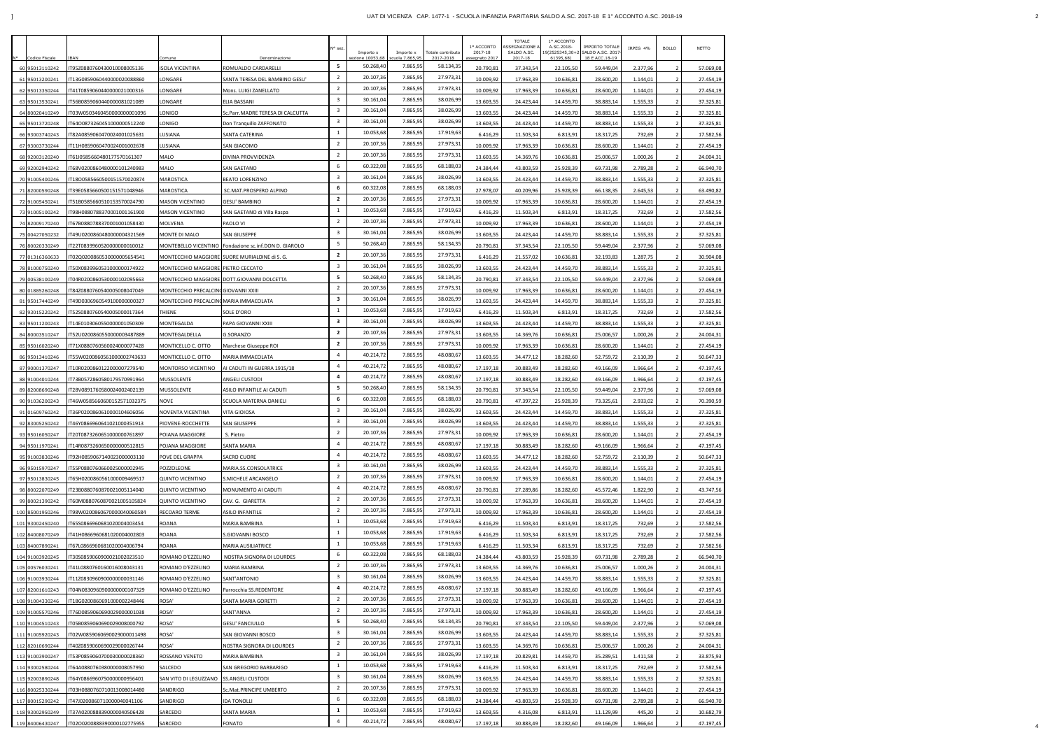# UAT DI VICENZA CAP. 1477-1 - SCUOLA INFANZIA PARITARIA SALDO A.SC. 2017-18 E 1° ACCONTO A.SC. 2018-19

| N° | Codice Fiscale | IBAN | Comune | Denominazione | N° sez. | Importo x sezione 10053,68 | Importo x scuola 7.865,95 | Totale contributo 2017-2018 | 1° ACCONTO 2017-18 assegnato 2017 | TOTALE ASSEGNAZIONE A SALDO A.SC. 2017-18 | 1° ACCONTO A.SC.2018-19(2525345,30+2 61395,68) | IMPORTO TOTALE SALDO A.SC. 2017-18 E ACC.18-19 | IRPEG 4% | BOLLO | NETTO |
|---|---|---|---|---|---|---|---|---|---|---|---|---|---|---|---|
| 60 | 95013110242 | IT95Z0880760430010008005136 | ISOLA VICENTINA | ROMUALDO CARDARELLI | 5 | 50.268,40 | 7.865,95 | 58.134,35 | 20.790,81 | 37.343,54 | 22.105,50 | 59.449,04 | 2.377,96 | 2 | 57.069,08 |
| 61 | 95013200241 | IT13G0859060440000020088860 | LONGARE | SANTA TERESA DEL BAMBINO GESU' | 2 | 20.107,36 | 7.865,95 | 27.973,31 | 10.009,92 | 17.963,39 | 10.636,81 | 28.600,20 | 1.144,01 | 2 | 27.454,19 |
| 62 | 95013350244 | IT41T0859060440000021000316 | LONGARE | Mons. LUIGI ZANELLATO | 2 | 20.107,36 | 7.865,95 | 27.973,31 | 10.009,92 | 17.963,39 | 10.636,81 | 28.600,20 | 1.144,01 | 2 | 27.454,19 |
| 63 | 95013530241 | IT56B0859060440000081021089 | LONGARE | ELIA BASSANI | 3 | 30.161,04 | 7.865,95 | 38.026,99 | 13.603,55 | 24.423,44 | 14.459,70 | 38.883,14 | 1.555,33 | 2 | 37.325,81 |
| 64 | 80020410249 | IT03W0503460450000000001096 | LONIGO | Sc.Parr.MADRE TERESA DI CALCUTTA | 3 | 30.161,04 | 7.865,95 | 38.026,99 | 13.603,55 | 24.423,44 | 14.459,70 | 38.883,14 | 1.555,33 | 2 | 37.325,81 |
| 65 | 95013720248 | IT64O0873260451000000512240 | LONIGO | Don Tranquillo ZAFFONATO | 3 | 30.161,04 | 7.865,95 | 38.026,99 | 13.603,55 | 24.423,44 | 14.459,70 | 38.883,14 | 1.555,33 | 2 | 37.325,81 |
| 66 | 93003740243 | IT82A0859060470024001025631 | LUSIANA | SANTA CATERINA | 1 | 10.053,68 | 7.865,95 | 17.919,63 | 6.416,29 | 11.503,34 | 6.813,91 | 18.317,25 | 732,69 | 2 | 17.582,56 |
| 67 | 93003730244 | IT11H0859060470024001002678 | LUSIANA | SAN GIACOMO | 2 | 20.107,36 | 7.865,95 | 27.973,31 | 10.009,92 | 17.963,39 | 10.636,81 | 28.600,20 | 1.144,01 | 2 | 27.454,19 |
| 68 | 92003120240 | IT61I0585660480177570161307 | MALO | DIVINA PROVVIDENZA | 2 | 20.107,36 | 7.865,95 | 27.973,31 | 13.603,55 | 14.369,76 | 10.636,81 | 25.006,57 | 1.000,26 | 2 | 24.004,31 |
| 69 | 92002940242 | IT68V0200860480000101240983 | MALO | SAN GAETANO | 6 | 60.322,08 | 7.865,95 | 68.188,03 | 24.384,44 | 43.803,59 | 25.928,39 | 69.731,98 | 2.789,28 | 2 | 66.940,70 |
| 70 | 91005400246 | IT18O0585660501515700208744 | MAROSTICA | BEATO LORENZINO | 3 | 30.161,04 | 7.865,95 | 38.026,99 | 13.603,55 | 24.423,44 | 14.459,70 | 38.883,14 | 1.555,33 | 2 | 37.325,81 |
| 71 | 82000590248 | IT39E0585660500151571048946 | MAROSTICA | SC.MAT.PROSPERO ALPINO | 6 | 60.322,08 | 7.865,95 | 68.188,03 | 27.978,07 | 40.209,96 | 25.928,39 | 66.138,35 | 2.645,53 | 2 | 63.490,82 |
| 72 | 91005450241 | IT51B0585660510153570024790 | MASON VICENTINO | GESU' BAMBINO | 2 | 20.107,36 | 7.865,95 | 27.973,31 | 10.009,92 | 17.963,39 | 10.636,81 | 28.600,20 | 1.144,01 | 2 | 27.454,19 |
| 73 | 91005100242 | IT98H0880788370001001161900 | MASON VICENTINO | SAN GAETANO di Villa Raspa | 1 | 10.053,68 | 7.865,95 | 17.919,63 | 6.416,29 | 11.503,34 | 6.813,91 | 18.317,25 | 732,69 | 2 | 17.582,56 |
| 74 | 82009170240 | IT67B0880788370001001058430 | MOLVENA | PAOLO VI | 2 | 20.107,36 | 7.865,95 | 27.973,31 | 10.009,92 | 17.963,39 | 10.636,81 | 28.600,20 | 1.144,01 | 2 | 27.454,19 |
| 75 | 00427050232 | IT49U0200860480000004321569 | MONTE DI MALO | SAN GIUSEPPE | 3 | 30.161,04 | 7.865,95 | 38.026,99 | 13.603,55 | 24.423,44 | 14.459,70 | 38.883,14 | 1.555,33 | 2 | 37.325,81 |
| 76 | 80020330249 | IT22T0839960520000000010012 | MONTEBELLO VICENTINO | Fondazione sc.inf.DON D. GIAROLO | 5 | 50.268,40 | 7.865,95 | 58.134,35 | 20.790,81 | 37.343,54 | 22.105,50 | 59.449,04 | 2.377,96 | 2 | 57.069,08 |
| 77 | 01316360633 | IT02Q0200860530000005654541 | MONTECCHIO MAGGIORE | SUORE MURIALDINE di S. G. | 2 | 20.107,36 | 7.865,95 | 27.973,31 | 6.416,29 | 21.557,02 | 10.636,81 | 32.193,83 | 1.287,75 | 2 | 30.904,08 |
| 78 | 81000750240 | IT50X0839960531000000174922 | MONTECCHIO MAGGIORE | PIETRO CECCATO | 3 | 30.161,04 | 7.865,95 | 38.026,99 | 13.603,55 | 24.423,44 | 14.459,70 | 38.883,14 | 1.555,33 | 2 | 37.325,81 |
| 79 | 00538100249 | IT04R0200860530000102095663 | MONTECCHIO MAGGIORE | DOTT.GIOVANNI DOLCETTA | 5 | 50.268,40 | 7.865,95 | 58.134,35 | 20.790,81 | 37.343,54 | 22.105,50 | 59.449,04 | 2.377,96 | 2 | 57.069,08 |
| 80 | 01885260248 | IT84Z0880760540005008047049 | MONTECCHIO PRECALCINO | GIOVANNI XXIII | 2 | 20.107,36 | 7.865,95 | 27.973,31 | 10.009,92 | 17.963,39 | 10.636,81 | 28.600,20 | 1.144,01 | 2 | 27.454,19 |
| 81 | 95017440249 | IT49D0306960549100000000327 | MONTECCHIO PRECALCINO | MARIA IMMACOLATA | 3 | 30.161,04 | 7.865,95 | 38.026,99 | 13.603,55 | 24.423,44 | 14.459,70 | 38.883,14 | 1.555,33 | 2 | 37.325,81 |
| 82 | 93015220242 | IT52S0880760540005000017364 | THIENE | SOLE D'ORO | 1 | 10.053,68 | 7.865,95 | 17.919,63 | 6.416,29 | 11.503,34 | 6.813,91 | 18.317,25 | 732,69 | 2 | 17.582,56 |
| 83 | 95011200243 | IT14E0103060550000001050309 | MONTEGALDA | PAPA GIOVANNI XXIII | 3 | 30.161,04 | 7.865,95 | 38.026,99 | 13.603,55 | 24.423,44 | 14.459,70 | 38.883,14 | 1.555,33 | 2 | 37.325,81 |
| 84 | 80003510247 | IT52U0200860550000003487889 | MONTEGALDELLA | G.SORANZO | 2 | 20.107,36 | 7.865,95 | 27.973,31 | 13.603,55 | 14.369,76 | 10.636,81 | 25.006,57 | 1.000,26 | 2 | 24.004,31 |
| 85 | 95016020240 | IT71X0880760560024000077428 | MONTICELLO C. OTTO | Marchese Giuseppe ROI | 2 | 20.107,36 | 7.865,95 | 27.973,31 | 10.009,92 | 17.963,39 | 10.636,81 | 28.600,20 | 1.144,01 | 2 | 27.454,19 |
| 86 | 95013410246 | IT55W0200860561000002743633 | MONTICELLO C. OTTO | MARIA IMMACOLATA | 4 | 40.214,72 | 7.865,95 | 48.080,67 | 13.603,55 | 34.477,12 | 18.282,60 | 52.759,72 | 2.110,39 | 2 | 50.647,33 |
| 87 | 90001370247 | IT10R0200860122000007279540 | MONTORSO VICENTINO | AI CADUTI IN GUERRA 1915/18 | 4 | 40.214,72 | 7.865,95 | 48.080,67 | 17.197,18 | 30.883,49 | 18.282,60 | 49.166,09 | 1.966,64 | 2 | 47.197,45 |
| 88 | 91004010244 | IT73B0572860580179570991964 | MUSSOLENTE | ANGELI CUSTODI | 4 | 40.214,72 | 7.865,95 | 48.080,67 | 17.197,18 | 30.883,49 | 18.282,60 | 49.166,09 | 1.966,64 | 2 | 47.197,45 |
| 89 | 82008690248 | IT28V0891760580024002402139 | MUSSOLENTE | ASILO INFANTILE AI CADUTI | 5 | 50.268,40 | 7.865,95 | 58.134,35 | 20.790,81 | 37.343,54 | 22.105,50 | 59.449,04 | 2.377,96 | 2 | 57.069,08 |
| 90 | 91036200243 | IT46W0585660600152571032375 | NOVE | SCUOLA MATERNA DANIELI | 6 | 60.322,08 | 7.865,95 | 68.188,03 | 20.790,81 | 47.397,22 | 25.928,39 | 73.325,61 | 2.933,02 | 2 | 70.390,59 |
| 91 | 01609760242 | IT36P0200860610000104606056 | NOVENTA VICENTINA | VITA GIOIOSA | 3 | 30.161,04 | 7.865,95 | 38.026,99 | 13.603,55 | 24.423,44 | 14.459,70 | 38.883,14 | 1.555,33 | 2 | 37.325,81 |
| 92 | 83005250242 | IT46Y0866960641021000351913 | PIOVENE-ROCCHETTE | SAN GIUSEPPE | 3 | 30.161,04 | 7.865,95 | 38.026,99 | 13.603,55 | 24.423,44 | 14.459,70 | 38.883,14 | 1.555,33 | 2 | 37.325,81 |
| 93 | 95016050247 | IT20T0873260651000000761897 | POIANA MAGGIORE | S. Pietro | 2 | 20.107,36 | 7.865,95 | 27.973,31 | 10.009,92 | 17.963,39 | 10.636,81 | 28.600,20 | 1.144,01 | 2 | 27.454,19 |
| 94 | 95011970241 | IT14R0873260650000000512815 | POJANA MAGGIORE | SANTA MARIA | 4 | 40.214,72 | 7.865,95 | 48.080,67 | 17.197,18 | 30.883,49 | 18.282,60 | 49.166,09 | 1.966,64 | 2 | 47.197,45 |
| 95 | 91003830246 | IT92H0859067140023000003110 | POVE DEL GRAPPA | SACRO CUORE | 4 | 40.214,72 | 7.865,95 | 48.080,67 | 13.603,55 | 34.477,12 | 18.282,60 | 52.759,72 | 2.110,39 | 2 | 50.647,33 |
| 96 | 95015970247 | IT55P0880760660025000002945 | POZZOLEONE | MARIA.SS.CONSOLATRICE | 3 | 30.161,04 | 7.865,95 | 38.026,99 | 13.603,55 | 24.423,44 | 14.459,70 | 38.883,14 | 1.555,33 | 2 | 37.325,81 |
| 97 | 95013830245 | IT65H0200860561000009469517 | QUINTO VICENTINO | S.MICHELE ARCANGELO | 2 | 20.107,36 | 7.865,95 | 27.973,31 | 10.009,92 | 17.963,39 | 10.636,81 | 28.600,20 | 1.144,01 | 2 | 27.454,19 |
| 98 | 80022070249 | IT23B0880760870021005114040 | QUINTO VICENTINO | MONUMENTO AI CADUTI | 4 | 40.214,72 | 7.865,95 | 48.080,67 | 20.790,81 | 27.289,86 | 18.282,60 | 45.572,46 | 1.822,90 | 2 | 43.747,56 |
| 99 | 80021390242 | IT60M0880760870021005105824 | QUINTO VICENTINO | CAV. G. GIARETTA | 2 | 20.107,36 | 7.865,95 | 27.973,31 | 10.009,92 | 17.963,39 | 10.636,81 | 28.600,20 | 1.144,01 | 2 | 27.454,19 |
| 100 | 85001950246 | IT98W0200860670000040060584 | RECOARO TERME | ASILO INFANTILE | 2 | 20.107,36 | 7.865,95 | 27.973,31 | 10.009,92 | 17.963,39 | 10.636,81 | 28.600,20 | 1.144,01 | 2 | 27.454,19 |
| 101 | 93002450240 | IT65S0866960681020004003454 | ROANA | MARIA BAMBINA | 1 | 10.053,68 | 7.865,95 | 17.919,63 | 6.416,29 | 11.503,34 | 6.813,91 | 18.317,25 | 732,69 | 2 | 17.582,56 |
| 102 | 84008070249 | IT41H0866960681020004002803 | ROANA | S.GIOVANNI BOSCO | 1 | 10.053,68 | 7.865,95 | 17.919,63 | 6.416,29 | 11.503,34 | 6.813,91 | 18.317,25 | 732,69 | 2 | 17.582,56 |
| 103 | 84007890241 | IT67L0866960681020004006794 | ROANA | MARIA AUSILIATRICE | 1 | 10.053,68 | 7.865,95 | 17.919,63 | 6.416,29 | 11.503,34 | 6.813,91 | 18.317,25 | 732,69 | 2 | 17.582,56 |
| 104 | 91003920245 | IT30S0859060900021002023510 | ROMANO D'EZZELINO | NOSTRA SIGNORA DI LOURDES | 6 | 60.322,08 | 7.865,95 | 68.188,03 | 24.384,44 | 43.803,59 | 25.928,39 | 69.731,98 | 2.789,28 | 2 | 66.940,70 |
| 105 | 00576030241 | IT41L0880760160016008043131 | ROMANO D'EZZELINO | MARIA BAMBINA | 2 | 20.107,36 | 7.865,95 | 27.973,31 | 13.603,55 | 14.369,76 | 10.636,81 | 25.006,57 | 1.000,26 | 2 | 24.004,31 |
| 106 | 91003930244 | IT11Z0830906090000000031146 | ROMANO D'EZZELINO | SANT'ANTONIO | 3 | 30.161,04 | 7.865,95 | 38.026,99 | 13.603,55 | 24.423,44 | 14.459,70 | 38.883,14 | 1.555,33 | 2 | 37.325,81 |
| 107 | 82001610243 | IT04N0830906090000000107329 | ROMANO D'EZZELINO | Parrocchia SS.REDENTORE | 4 | 40.214,72 | 7.865,95 | 48.080,67 | 17.197,18 | 30.883,49 | 18.282,60 | 49.166,09 | 1.966,64 | 2 | 47.197,45 |
| 108 | 91004330246 | IT18G0200860691000002248446 | ROSA' | SANTA MARIA GORETTI | 2 | 20.107,36 | 7.865,95 | 27.973,31 | 10.009,92 | 17.963,39 | 10.636,81 | 28.600,20 | 1.144,01 | 2 | 27.454,19 |
| 109 | 91005570246 | IT76D0859060690029000001038 | ROSA' | SANT'ANNA | 2 | 20.107,36 | 7.865,95 | 27.973,31 | 10.009,92 | 17.963,39 | 10.636,81 | 28.600,20 | 1.144,01 | 2 | 27.454,19 |
| 110 | 91004510243 | IT05B0859060690029008000792 | ROSA' | GESU' FANCIULLO | 5 | 50.268,40 | 7.865,95 | 58.134,35 | 20.790,81 | 37.343,54 | 22.105,50 | 59.449,04 | 2.377,96 | 2 | 57.069,08 |
| 111 | 91005920243 | IT02W0859060690029000011498 | ROSA' | SAN GIOVANNI BOSCO | 3 | 30.161,04 | 7.865,95 | 38.026,99 | 13.603,55 | 24.423,44 | 14.459,70 | 38.883,14 | 1.555,33 | 2 | 37.325,81 |
| 112 | 82010690244 | IT40Z0859060690029000026744 | ROSA' | NOSTRA SIGNORA DI LOURDES | 2 | 20.107,36 | 7.865,95 | 27.973,31 | 13.603,55 | 14.369,76 | 10.636,81 | 25.006,57 | 1.000,26 | 2 | 24.004,31 |
| 113 | 91003900247 | IT53P0859060700030000028360 | ROSSANO VENETO | MARIA BAMBINA | 3 | 30.161,04 | 7.865,95 | 38.026,99 | 17.197,18 | 20.829,81 | 14.459,70 | 35.289,51 | 1.411,58 | 2 | 33.875,93 |
| 114 | 93002580244 | IT64A0880760380000008057950 | SALCEDO | SAN GREGORIO BARBARIGO | 1 | 10.053,68 | 7.865,95 | 17.919,63 | 6.416,29 | 11.503,34 | 6.813,91 | 18.317,25 | 732,69 | 2 | 17.582,56 |
| 115 | 92003890248 | IT64Y0866960750000000956401 | SAN VITO DI LEGUZZANO | SS.ANGELI CUSTODI | 3 | 30.161,04 | 7.865,95 | 38.026,99 | 13.603,55 | 24.423,44 | 14.459,70 | 38.883,14 | 1.555,33 | 2 | 37.325,81 |
| 116 | 80025330244 | IT03H0880760710013008014480 | SANDRIGO | Sc.Mat.PRINCIPE UMBERTO | 2 | 20.107,36 | 7.865,95 | 27.973,31 | 10.009,92 | 17.963,39 | 10.636,81 | 28.600,20 | 1.144,01 | 2 | 27.454,19 |
| 117 | 80015290242 | IT47J0200860710000040041106 | SANDRIGO | IDA TONOLLI | 6 | 60.322,08 | 7.865,95 | 68.188,03 | 24.384,44 | 43.803,59 | 25.928,39 | 69.731,98 | 2.789,28 | 2 | 66.940,70 |
| 118 | 93002950249 | IT37A0200888390000040506428 | SARCEDO | SANTA MARIA | 1 | 10.053,68 | 7.865,95 | 17.919,63 | 13.603,55 | 4.316,08 | 6.813,91 | 11.129,99 | 445,20 | 2 | 10.682,79 |
| 119 | 84006430247 | IT02O0200888390000102775955 | SARCEDO | FONATO | 4 | 40.214,72 | 7.865,95 | 48.080,67 | 17.197,18 | 30.883,49 | 18.282,60 | 49.166,09 | 1.966,64 | 2 | 47.197,45 |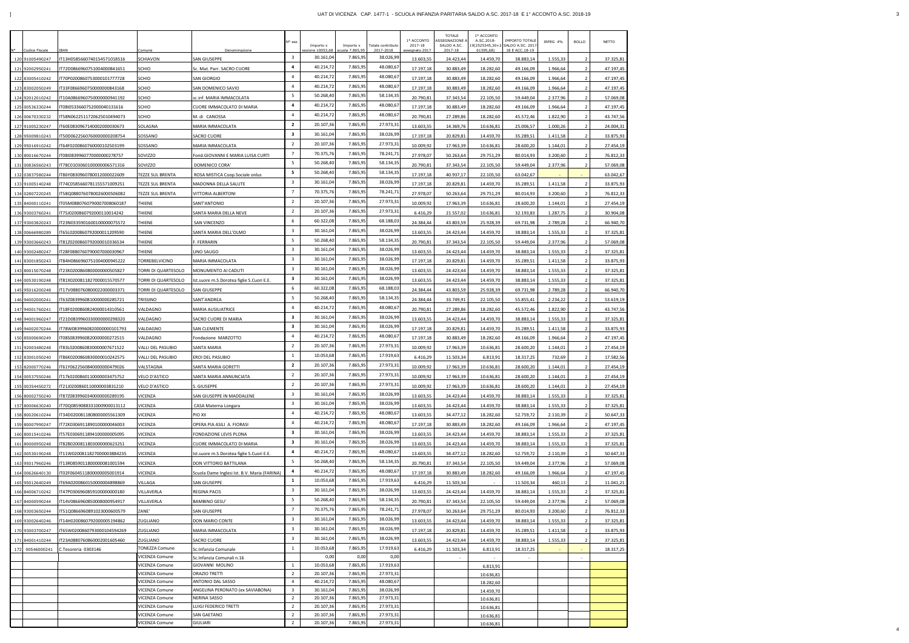| N° | Codice Fiscale | IBAN | Comune | Denominazione | N° sez. | Importo x sezione 10053,68 | Importo x scuola 7.865,95 | Totale contributo 2017-2018 | 1° ACCONTO 2017-18 assegnato 2017 | TOTALE ASSEGNAZIONE A SALDO A.SC. 2017-18 | 1° ACCONTO A.SC.2018-19(2525345,30+2 61395,68) | IMPORTO TOTALE SALDO A.SC. 2017-18 E ACC.18-19 | IRPEG 4% | BOLLO | NETTO |
|---|---|---|---|---|---|---|---|---|---|---|---|---|---|---|---|
| 120 | 91005490247 | IT13H0585660740154571018516 | SCHIAVON | SAN GIUSEPPE | 3 | 30.161,04 | 7.865,95 | 38.026,99 | 13.603,55 | 24.423,44 | 14.459,70 | 38.883,14 | 1.555,33 | 2 | 37.325,81 |
| 121 | 92002950241 | IT72D0866960751004000841651 | SCHIO | Sc. Mat. Parr. SACRO CUORE | 4 | 40.214,72 | 7.865,95 | 48.080,67 | 17.197,18 | 30.883,49 | 18.282,60 | 49.166,09 | 1.966,64 | 2 | 47.197,45 |
| 122 | 83005410242 | IT70P0200860753000101777728 | SCHIO | SAN GIORGIO | 4 | 40.214,72 | 7.865,95 | 48.080,67 | 17.197,18 | 30.883,49 | 18.282,60 | 49.166,09 | 1.966,64 | 2 | 47.197,45 |
| 123 | 83002050249 | IT33F0866960750000000843168 | SCHIO | SAN DOMENICO SAVIO | 4 | 40.214,72 | 7.865,95 | 48.080,67 | 17.197,18 | 30.883,49 | 18.282,60 | 49.166,09 | 1.966,64 | 2 | 47.197,45 |
| 124 | 92012010242 | IT10A0866960750000000941192 | SCHIO | sc.inf. MARIA IMMACOLATA | 5 | 50.268,40 | 7.865,95 | 58.134,35 | 20.790,81 | 37.343,54 | 22.105,50 | 59.449,04 | 2.377,96 | 2 | 57.069,08 |
| 125 | 00536330244 | IT08I0533660752000040131616 | SCHIO | CUORE IMMACOLATO DI MARIA | 4 | 40.214,72 | 7.865,95 | 48.080,67 | 17.197,18 | 30.883,49 | 18.282,60 | 49.166,09 | 1.966,64 | 2 | 47.197,45 |
| 126 | 00670330232 | IT58N0622511720625010494073 | SCHIO | M. di CANOSSA | 4 | 40.214,72 | 7.865,95 | 48.080,67 | 20.790,81 | 27.289,86 | 18.282,60 | 45.572,46 | 1.822,90 | 2 | 43.747,56 |
| 127 | 91005230247 | IT60E0830967140002000030673 | SOLAGNA | MARIA IMMACOLATA | 2 | 20.107,36 | 7.865,95 | 27.973,31 | 13.603,55 | 14.369,76 | 10.636,81 | 25.006,57 | 1.000,26 | 2 | 24.004,31 |
| 128 | 95009810243 | IT26M0622560760000000208754 | SOSSANO | SACRO CUORE | 3 | 30.161,04 | 7.865,95 | 38.026,99 | 17.197,18 | 20.829,81 | 14.459,70 | 35.289,51 | 1.411,58 | 2 | 33.875,93 |
| 129 | 95016910242 | IT64F0200860760000102503199 | SOSSANO | MARIA IMMACOLATA | 2 | 20.107,36 | 7.865,95 | 27.973,31 | 10.009,92 | 17.963,39 | 10.636,81 | 28.600,20 | 1.144,01 | 2 | 27.454,19 |
| 130 | 80016670244 | IT08I0839960770000000278757 | SOVIZZO | Fond.GIOVANNI E MARIA LUISA CURTI | 7 | 70.375,76 | 7.865,95 | 78.241,71 | 27.978,07 | 50.263,64 | 29.751,29 | 80.014,93 | 3.200,60 | 2 | 76.812,33 |
| 131 | 00836560243 | IT78C0103060100000006571316 | SOVIZZO | DOMENICO CORA' | 5 | 50.268,40 | 7.865,95 | 58.134,35 | 20.790,81 | 37.343,54 | 22.105,50 | 59.449,04 | 2.377,96 | 2 | 57.069,08 |
| 132 | 03837580244 | IT86Y0830960780012000022609 | TEZZE SUL BRENTA | ROSA MISTICA Coop.Sociale onlus | 5 | 50.268,40 | 7.865,95 | 58.134,35 | 17.197,18 | 40.937,17 | 22.105,50 | 63.042,67 | - | - | 63.042,67 |
| 133 | 91005140248 | IT74C0585660781155571009251 | TEZZE SUL BRENTA | MADONNA DELLA SALUTE | 3 | 30.161,04 | 7.865,95 | 38.026,99 | 17.197,18 | 20.829,81 | 14.459,70 | 35.289,51 | 1.411,58 | 2 | 33.875,93 |
| 134 | 02807220245 | IT58Q0880760780026000506082 | TEZZE SUL BRENTA | VITTORIA ALBERTONI | 7 | 70.375,76 | 7.865,95 | 78.241,71 | 27.978,07 | 50.263,64 | 29.751,29 | 80.014,93 | 3.200,60 | 2 | 76.812,33 |
| 135 | 84000110241 | IT05M0880760790007008060187 | THIENE | SANT'ANTONIO | 2 | 20.107,36 | 7.865,95 | 27.973,31 | 10.009,92 | 17.963,39 | 10.636,81 | 28.600,20 | 1.144,01 | 2 | 27.454,19 |
| 136 | 93003760241 | IT75J0200860792000110014242 | THIENE | SANTA MARIA DELLA NEVE | 2 | 20.107,36 | 7.865,95 | 27.973,31 | 6.416,29 | 21.557,02 | 10.636,81 | 32.193,83 | 1.287,75 | 2 | 30.904,08 |
| 137 | 93003820243 | IT23N0335901600100000075572 | THIENE | SAN VINCENZO | 6 | 60.322,08 | 7.865,95 | 68.188,03 | 24.384,44 | 43.803,59 | 25.928,39 | 69.731,98 | 2.789,28 | 2 | 66.940,70 |
| 138 | 00666980289 | IT65L0200860792000011209590 | THIENE | SANTA MARIA DELL'OLMO | 3 | 30.161,04 | 7.865,95 | 38.026,99 | 13.603,55 | 24.423,44 | 14.459,70 | 38.883,14 | 1.555,33 | 2 | 37.325,81 |
| 139 | 93003660243 | IT81Z0200860792000010336534 | THIENE | F. FERRARIN | 5 | 50.268,40 | 7.865,95 | 58.134,35 | 20.790,81 | 37.343,54 | 22.105,50 | 59.449,04 | 2.377,96 | 2 | 57.069,08 |
| 140 | 93002480247 | IT28F0880760790007000030967 | THIENE | LINO SAUGO | 3 | 30.161,04 | 7.865,95 | 38.026,99 | 13.603,55 | 24.423,44 | 14.459,70 | 38.883,14 | 1.555,33 | 2 | 37.325,81 |
| 141 | 83001850243 | IT84H0866960751004000945222 | TORREBELVICINO | MARIA IMMACOLATA | 3 | 30.161,04 | 7.865,95 | 38.026,99 | 17.197,18 | 20.829,81 | 14.459,70 | 35.289,51 | 1.411,58 | 2 | 33.875,93 |
| 142 | 80015070248 | IT23K0200860800000000505827 | TORRI DI QUARTESOLO | MONUMENTO AI CADUTI | 3 | 30.161,04 | 7.865,95 | 38.026,99 | 13.603,55 | 24.423,44 | 14.459,70 | 38.883,14 | 1.555,33 | 2 | 37.325,81 |
| 143 | 00530190248 | IT81X0200811827000015570577 | TORRI DI QUARTESOLO | Ist.suore m.S.Dorotea figlie S.Cuori E.E. | 3 | 30.161,04 | 7.865,95 | 38.026,99 | 13.603,55 | 24.423,44 | 14.459,70 | 38.883,14 | 1.555,33 | 2 | 37.325,81 |
| 144 | 95016200248 | IT17V0880760800022000003371 | TORRI DI QUARTESOLO | SAN GIUSEPPE | 6 | 60.322,08 | 7.865,95 | 68.188,03 | 24.384,44 | 43.803,59 | 25.928,39 | 69.731,98 | 2.789,28 | 2 | 66.940,70 |
| 145 | 94002000241 | IT63Z0839960810000000285721 | TRISSINO | SANT'ANDREA | 5 | 50.268,40 | 7.865,95 | 58.134,35 | 24.384,44 | 33.749,91 | 22.105,50 | 55.855,41 | 2.234,22 | 2 | 53.619,19 |
| 146 | 94001760241 | IT18F0200860824000014310561 | VALDAGNO | MARIA AUSILIATRICE | 4 | 40.214,72 | 7.865,95 | 48.080,67 | 20.790,81 | 27.289,86 | 18.282,60 | 45.572,46 | 1.822,90 | 2 | 43.747,56 |
| 147 | 94001960247 | IT21D0839960330000000298320 | VALDAGNO | SACRO CUORE DI MARIA | 3 | 30.161,04 | 7.865,95 | 38.026,99 | 13.603,55 | 24.423,44 | 14.459,70 | 38.883,14 | 1.555,33 | 2 | 37.325,81 |
| 148 | 94002070244 | IT78W0839960820000000101793 | VALDAGNO | SAN CLEMENTE | 3 | 30.161,04 | 7.865,95 | 38.026,99 | 17.197,18 | 20.829,81 | 14.459,70 | 35.289,51 | 1.411,58 | 2 | 33.875,93 |
| 149 | 85000690249 | IT08S0839960820000000272515 | VALDAGNO | Fondazione MARZOTTO | 4 | 40.214,72 | 7.865,95 | 48.080,67 | 17.197,18 | 30.883,49 | 18.282,60 | 49.166,09 | 1.966,64 | 2 | 47.197,45 |
| 150 | 92003480248 | IT83L0200860830000007671522 | VALLI DEL PASUBIO | SANTA MARIA | 2 | 20.107,36 | 7.865,95 | 27.973,31 | 10.009,92 | 17.963,39 | 10.636,81 | 28.600,20 | 1.144,01 | 2 | 27.454,19 |
| 151 | 83001050240 | IT86K0200860830000010242575 | VALLI DEL PASUBIO | EROI DEL PASUBIO | 1 | 10.053,68 | 7.865,95 | 17.919,63 | 6.416,29 | 11.503,34 | 6.813,91 | 18.317,25 | 732,69 | 2 | 17.582,56 |
| 152 | 82000770246 | IT61Y0622560840000000479026 | VALSTAGNA | SANTA MARIA GORETTI | 2 | 20.107,36 | 7.865,95 | 27.973,31 | 10.009,92 | 17.963,39 | 10.636,81 | 28.600,20 | 1.144,01 | 2 | 27.454,19 |
| 153 | 00537550246 | IT17K0200860110000003475752 | VELO D'ASTICO | SANTA MARIA ANNUNCIATA | 2 | 20.107,36 | 7.865,95 | 27.973,31 | 10.009,92 | 17.963,39 | 10.636,81 | 28.600,20 | 1.144,01 | 2 | 27.454,19 |
| 154 | 00354450272 | IT21J0200860110000003831210 | VELO D'ASTICO | S. GIUSEPPE | 2 | 20.107,36 | 7.865,95 | 27.973,31 | 10.009,92 | 17.963,39 | 10.636,81 | 28.600,20 | 1.144,01 | 2 | 27.454,19 |
| 155 | 80002750240 | IT87Z0839960340000000289195 | VICENZA | SAN GIUSEPPE IN MADDALENE | 3 | 30.161,04 | 7.865,95 | 38.026,99 | 13.603,55 | 24.423,44 | 14.459,70 | 38.883,14 | 1.555,33 | 2 | 37.325,81 |
| 156 | 80006630240 | IT70Q0859088331000900013112 | VICENZA | CASA Materna Longara | 3 | 30.161,04 | 7.865,95 | 38.026,99 | 13.603,55 | 24.423,44 | 14.459,70 | 38.883,14 | 1.555,33 | 2 | 37.325,81 |
| 157 | 80020610244 | IT34D0200811808000005561309 | VICENZA | PIO XII | 4 | 40.214,72 | 7.865,95 | 48.080,67 | 13.603,55 | 34.477,12 | 18.282,60 | 52.759,72 | 2.110,39 | 2 | 50.647,33 |
| 158 | 80007990247 | IT72K0306911890100000046003 | VICENZA | OPERA PIA ASILI A. FIORASI | 4 | 40.214,72 | 7.865,95 | 48.080,67 | 17.197,18 | 30.883,49 | 18.282,60 | 49.166,09 | 1.966,64 | 2 | 47.197,45 |
| 159 | 80015410246 | IT57E0306911894100000005095 | VICENZA | FONDAZIONE LEVIS PLONA | 3 | 30.161,04 | 7.865,95 | 38.026,99 | 13.603,55 | 24.423,44 | 14.459,70 | 38.883,14 | 1.555,33 | 2 | 37.325,81 |
| 160 | 80000950248 | IT82B0200811803000000623251 | VICENZA | CUORE IMMACOLATO DI MARIA | 3 | 30.161,04 | 7.865,95 | 38.026,99 | 13.603,55 | 24.423,44 | 14.459,70 | 38.883,14 | 1.555,33 | 2 | 37.325,81 |
| 161 | 00530190248 | IT11W0200811827000003884235 | VICENZA | Ist.suore m.S.Dorotea figlie S.Cuori E.E. | 4 | 40.214,72 | 7.865,95 | 48.080,67 | 13.603,55 | 34.477,12 | 18.282,60 | 52.759,72 | 2.110,39 | 2 | 50.647,33 |
| 162 | 95017960246 | IT13R0859011800000081001594 | VICENZA | DON VITTORIO BATTILANA | 5 | 50.268,40 | 7.865,95 | 58.134,35 | 20.790,81 | 37.343,54 | 22.105,50 | 59.449,04 | 2.377,96 | 2 | 57.069,08 |
| 163 | 00626640130 | IT02F0604511800000005001914 | VICENZA | Scuola Dame Inglesi Ist. B.V. Maria (FARINA) | 4 | 40.214,72 | 7.865,95 | 48.080,67 | 17.197,18 | 30.883,49 | 18.282,60 | 49.166,09 | 1.966,64 | 2 | 47.197,45 |
| 164 | 95012640249 | IT69A0200860150000004898869 | VILLAGA | SAN GIUSEPPE | 1 | 10.053,68 | 7.865,95 | 17.919,63 | 6.416,29 | 11.503,34 | - | 11.503,34 | 460,13 | 2 | 11.041,21 |
| 165 | 84006710242 | IT47P0306960859100000000180 | VILLAVERLA | REGINA PACIS | 3 | 30.161,04 | 7.865,95 | 38.026,99 | 13.603,55 | 24.423,44 | 14.459,70 | 38.883,14 | 1.555,33 | 2 | 37.325,81 |
| 166 | 84000590244 | IT14V0866960850008000954917 | VILLAVERLA | BAMBINO GESU' | 5 | 50.268,40 | 7.865,95 | 58.134,35 | 20.790,81 | 37.343,54 | 22.105,50 | 59.449,04 | 2.377,96 | 2 | 57.069,08 |
| 167 | 93003650244 | IT51Q0866960891023000600579 | ZANE' | SAN GIUSEPPE | 7 | 70.375,76 | 7.865,95 | 78.241,71 | 27.978,07 | 50.263,64 | 29.751,29 | 80.014,93 | 3.200,60 | 2 | 76.812,33 |
| 168 | 93002640246 | IT14H0200860792000005194862 | ZUGLIANO | DON MARIO CONTE | 3 | 30.161,04 | 7.865,95 | 38.026,99 | 13.603,55 | 24.423,44 | 14.459,70 | 38.883,14 | 1.555,33 | 2 | 37.325,81 |
| 169 | 93003700247 | IT65W0200860793000104594269 | ZUGLIANO | MARIA IMMACOLATA | 3 | 30.161,04 | 7.865,95 | 38.026,99 | 17.197,18 | 20.829,81 | 14.459,70 | 35.289,51 | 1.411,58 | 2 | 33.875,93 |
| 170 | 84001410244 | IT23A0880760860002001605460 | ZUGLIANO | SACRO CUORE | 3 | 30.161,04 | 7.865,95 | 38.026,99 | 13.603,55 | 24.423,44 | 14.459,70 | 38.883,14 | 1.555,33 | 2 | 37.325,81 |
| 171 | 00546000241 | C.Tesoreria 0303146 | TONEZZA Comune | Sc.Infanzia Comunale | 1 | 10.053,68 | 7.865,95 | 17.919,63 | 6.416,29 | 11.503,34 | 6.813,91 | 18.317,25 | - | - | 18.317,25 |
| | | | VICENZA Comune | Sc.Infanzia Comunali n.16 | | 0,00 | 0,00 | 0,00 | | - | - | - | | - | |
| | | | VICENZA Comune | GIOVANNI MOLINO | 1 | 10.053,68 | 7.865,95 | 17.919,63 | | | 6.813,91 | | | | |
| | | | VICENZA Comune | ORAZIO TRETTI | 2 | 20.107,36 | 7.865,95 | 27.973,31 | | | 10.636,81 | | | | |
| | | | VICENZA Comune | ANTONIO DAL SASSO | 4 | 40.214,72 | 7.865,95 | 48.080,67 | | | 18.282,60 | | | | |
| | | | VICENZA Comune | ANGELINA PERONATO (ex SAVIABONA) | 3 | 30.161,04 | 7.865,95 | 38.026,99 | | | 14.459,70 | | | | |
| | | | VICENZA Comune | NERINA SASSO | 2 | 20.107,36 | 7.865,95 | 27.973,31 | | | 10.636,81 | | | | |
| | | | VICENZA Comune | LUIGI FEDERICO TRETTI | 2 | 20.107,36 | 7.865,95 | 27.973,31 | | | 10.636,81 | | | | |
| | | | VICENZA Comune | SAN GAETANO | 2 | 20.107,36 | 7.865,95 | 27.973,31 | | | 10.636,81 | | | | |
| | | | VICENZA Comune | GIULIARI | 2 | 20.107,36 | 7.865,95 | 27.973,31 | | | 10.636,81 | | | | |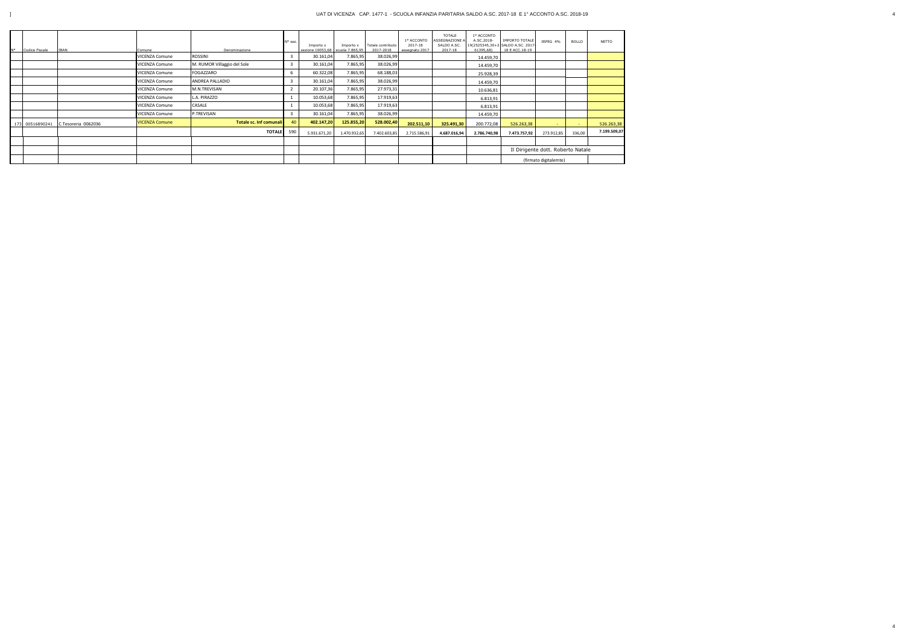UAT DI VICENZA CAP. 1477-1 - SCUOLA INFANZIA PARITARIA SALDO A.SC. 2017-18 E 1° ACCONTO A.SC. 2018-19

| N° | Codice Fiscale | IBAN | Comune | Denominazione | N° sez. | Importo x sezione 10053,68 | Importo x scuola 7.865,95 | Totale contributo 2017-2018 | 1° ACCONTO 2017-18 assegnato 2017 | TOTALE ASSEGNAZIONE A SALDO A.SC. 2017-18 | 1° ACCONTO A.SC.2018-19(2525345,30+261395,68) | IMPORTO TOTALE SALDO A.SC. 2017-18 E ACC.18-19 | IRPEG 4% | BOLLO | NETTO |
|---|---|---|---|---|---|---|---|---|---|---|---|---|---|---|---|
| | | | VICENZA Comune | ROSSINI | 3 | 30.161,04 | 7.865,95 | 38.026,99 | | | 14.459,70 | | | | |
| | | | VICENZA Comune | M. RUMOR Villaggio del Sole | 3 | 30.161,04 | 7.865,95 | 38.026,99 | | | 14.459,70 | | | | |
| | | | VICENZA Comune | FOGAZZARO | 6 | 60.322,08 | 7.865,95 | 68.188,03 | | | 25.928,39 | | | | |
| | | | VICENZA Comune | ANDREA PALLADIO | 3 | 30.161,04 | 7.865,95 | 38.026,99 | | | 14.459,70 | | | | |
| | | | VICENZA Comune | M.N.TREVISAN | 2 | 20.107,36 | 7.865,95 | 27.973,31 | | | 10.636,81 | | | | |
| | | | VICENZA Comune | L.A. PIRAZZO | 1 | 10.053,68 | 7.865,95 | 17.919,63 | | | 6.813,91 | | | | |
| | | | VICENZA Comune | CASALE | 1 | 10.053,68 | 7.865,95 | 17.919,63 | | | 6.813,91 | | | | |
| | | | VICENZA Comune | P.TREVISAN | 3 | 30.161,04 | 7.865,95 | 38.026,99 | | | 14.459,70 | | | | |
| 173 | 00516890241 | C.Tesoreria 0062036 | VICENZA Comune | **Totale sc. Inf comunali** | 40 | **402.147,20** | **125.855,20** | **528.002,40** | **202.511,10** | **325.491,30** | 200.772,08 | 526.263,38 | - | - | 526.263,38 |
| | | | | **TOTALE** | 590 | 5.931.671,20 | 1.470.932,65 | 7.402.603,85 | 2.715.586,91 | **4.687.016,94** | **2.786.740,98** | **7.473.757,92** | 273.912,85 | 336,00 | **7.199.509,07** |

Il Dirigente dott. Roberto Natale

(firmato digitalemte)